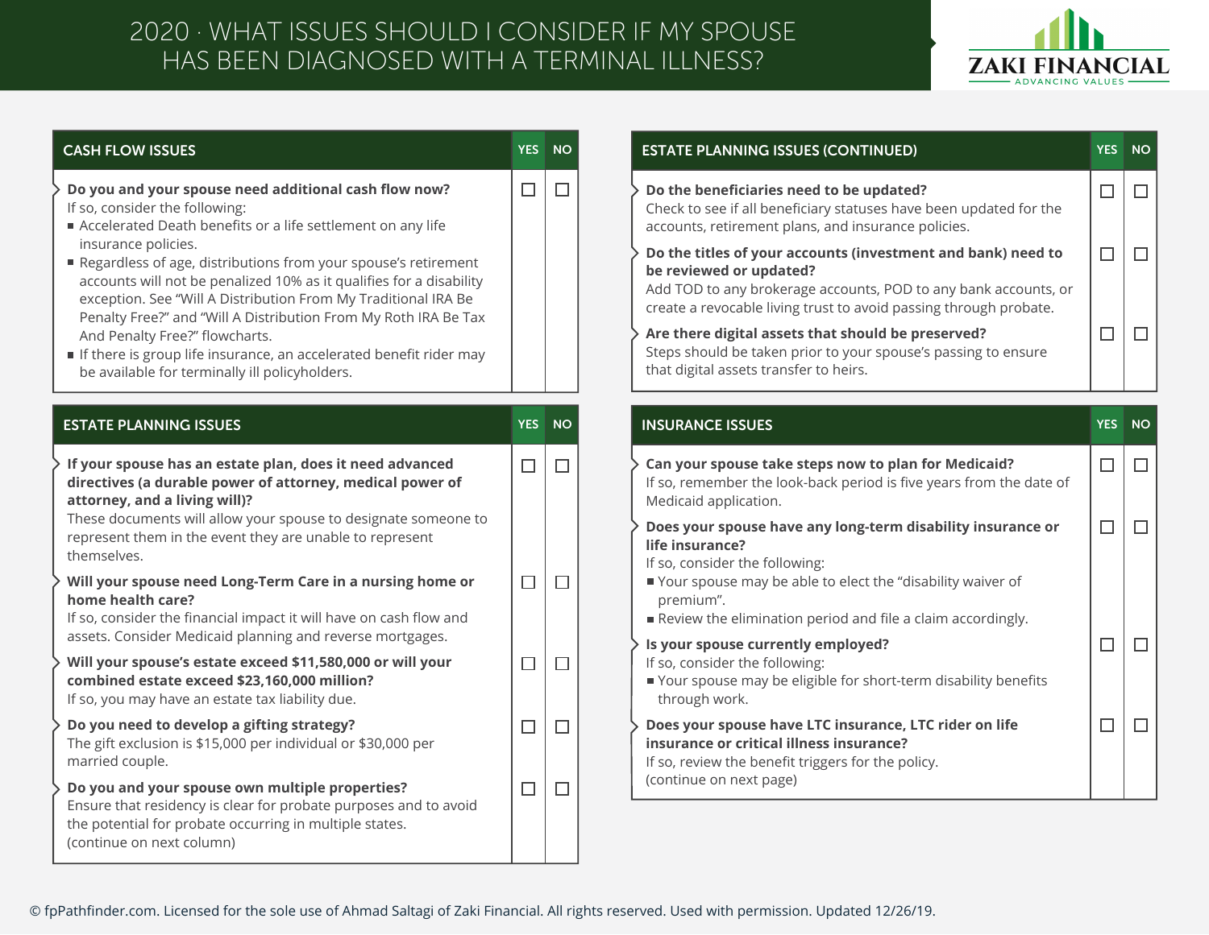# 2020 · WHAT ISSUES SHOULD I CONSIDER IF MY SPOUSE HAS BEEN DIAGNOSED WITH A TERMINAL ILLNESS?

ZAKI FINANCIAL
ADVANCING VALUES

## CASH FLOW ISSUES

| CASH FLOW ISSUES | YES | NO |
|---|---|---|
| **Do you and your spouse need additional cash flow now?** If so, consider the following: ■ Accelerated Death benefits or a life settlement on any life insurance policies. ■ Regardless of age, distributions from your spouse's retirement accounts will not be penalized 10% as it qualifies for a disability exception. See "Will A Distribution From My Traditional IRA Be Penalty Free?" and "Will A Distribution From My Roth IRA Be Tax And Penalty Free?" flowcharts. ■ If there is group life insurance, an accelerated benefit rider may be available for terminally ill policyholders. | ☐ | ☐ |

## ESTATE PLANNING ISSUES

| ESTATE PLANNING ISSUES | YES | NO |
|---|---|---|
| **If your spouse has an estate plan, does it need advanced directives (a durable power of attorney, medical power of attorney, and a living will)?** These documents will allow your spouse to designate someone to represent them in the event they are unable to represent themselves. | ☐ | ☐ |
| **Will your spouse need Long-Term Care in a nursing home or home health care?** If so, consider the financial impact it will have on cash flow and assets. Consider Medicaid planning and reverse mortgages. | ☐ | ☐ |
| **Will your spouse's estate exceed $11,580,000 or will your combined estate exceed $23,160,000 million?** If so, you may have an estate tax liability due. | ☐ | ☐ |
| **Do you need to develop a gifting strategy?** The gift exclusion is $15,000 per individual or $30,000 per married couple. | ☐ | ☐ |
| **Do you and your spouse own multiple properties?** Ensure that residency is clear for probate purposes and to avoid the potential for probate occurring in multiple states. (continue on next column) | ☐ | ☐ |

## ESTATE PLANNING ISSUES (CONTINUED)

| ESTATE PLANNING ISSUES (CONTINUED) | YES | NO |
|---|---|---|
| **Do the beneficiaries need to be updated?** Check to see if all beneficiary statuses have been updated for the accounts, retirement plans, and insurance policies. | ☐ | ☐ |
| **Do the titles of your accounts (investment and bank) need to be reviewed or updated?** Add TOD to any brokerage accounts, POD to any bank accounts, or create a revocable living trust to avoid passing through probate. | ☐ | ☐ |
| **Are there digital assets that should be preserved?** Steps should be taken prior to your spouse's passing to ensure that digital assets transfer to heirs. | ☐ | ☐ |

## INSURANCE ISSUES

| INSURANCE ISSUES | YES | NO |
|---|---|---|
| **Can your spouse take steps now to plan for Medicaid?** If so, remember the look-back period is five years from the date of Medicaid application. | ☐ | ☐ |
| **Does your spouse have any long-term disability insurance or life insurance?** If so, consider the following: ■ Your spouse may be able to elect the "disability waiver of premium". ■ Review the elimination period and file a claim accordingly. | ☐ | ☐ |
| **Is your spouse currently employed?** If so, consider the following: ■ Your spouse may be eligible for short-term disability benefits through work. | ☐ | ☐ |
| **Does your spouse have LTC insurance, LTC rider on life insurance or critical illness insurance?** If so, review the benefit triggers for the policy. (continue on next page) | ☐ | ☐ |

© fpPathfinder.com. Licensed for the sole use of Ahmad Saltagi of Zaki Financial. All rights reserved. Used with permission. Updated 12/26/19.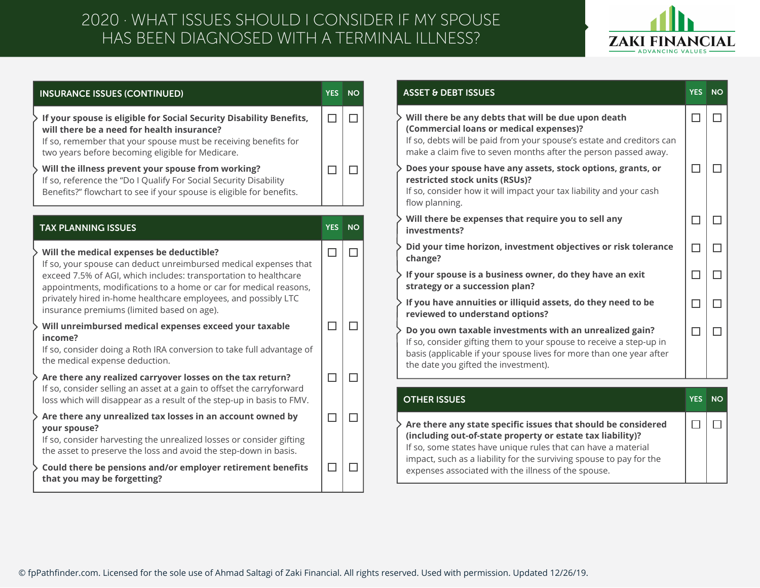# 2020 · WHAT ISSUES SHOULD I CONSIDER IF MY SPOUSE HAS BEEN DIAGNOSED WITH A TERMINAL ILLNESS?

| INSURANCE ISSUES (CONTINUED) | YES | NO |
|---|---|---|
| **If your spouse is eligible for Social Security Disability Benefits, will there be a need for health insurance?** If so, remember that your spouse must be receiving benefits for two years before becoming eligible for Medicare. | ☐ | ☐ |
| **Will the illness prevent your spouse from working?** If so, reference the "Do I Qualify For Social Security Disability Benefits?" flowchart to see if your spouse is eligible for benefits. | ☐ | ☐ |

| TAX PLANNING ISSUES | YES | NO |
|---|---|---|
| **Will the medical expenses be deductible?** If so, your spouse can deduct unreimbursed medical expenses that exceed 7.5% of AGI, which includes: transportation to healthcare appointments, modifications to a home or car for medical reasons, privately hired in-home healthcare employees, and possibly LTC insurance premiums (limited based on age). | ☐ | ☐ |
| **Will unreimbursed medical expenses exceed your taxable income?** If so, consider doing a Roth IRA conversion to take full advantage of the medical expense deduction. | ☐ | ☐ |
| **Are there any realized carryover losses on the tax return?** If so, consider selling an asset at a gain to offset the carryforward loss which will disappear as a result of the step-up in basis to FMV. | ☐ | ☐ |
| **Are there any unrealized tax losses in an account owned by your spouse?** If so, consider harvesting the unrealized losses or consider gifting the asset to preserve the loss and avoid the step-down in basis. | ☐ | ☐ |
| **Could there be pensions and/or employer retirement benefits that you may be forgetting?** | ☐ | ☐ |

| ASSET & DEBT ISSUES | YES | NO |
|---|---|---|
| **Will there be any debts that will be due upon death (Commercial loans or medical expenses)?** If so, debts will be paid from your spouse's estate and creditors can make a claim five to seven months after the person passed away. | ☐ | ☐ |
| **Does your spouse have any assets, stock options, grants, or restricted stock units (RSUs)?** If so, consider how it will impact your tax liability and your cash flow planning. | ☐ | ☐ |
| **Will there be expenses that require you to sell any investments?** | ☐ | ☐ |
| **Did your time horizon, investment objectives or risk tolerance change?** | ☐ | ☐ |
| **If your spouse is a business owner, do they have an exit strategy or a succession plan?** | ☐ | ☐ |
| **If you have annuities or illiquid assets, do they need to be reviewed to understand options?** | ☐ | ☐ |
| **Do you own taxable investments with an unrealized gain?** If so, consider gifting them to your spouse to receive a step-up in basis (applicable if your spouse lives for more than one year after the date you gifted the investment). | ☐ | ☐ |

| OTHER ISSUES | YES | NO |
|---|---|---|
| **Are there any state specific issues that should be considered (including out-of-state property or estate tax liability)?** If so, some states have unique rules that can have a material impact, such as a liability for the surviving spouse to pay for the expenses associated with the illness of the spouse. | ☐ | ☐ |

© fpPathfinder.com. Licensed for the sole use of Ahmad Saltagi of Zaki Financial. All rights reserved. Used with permission. Updated 12/26/19.